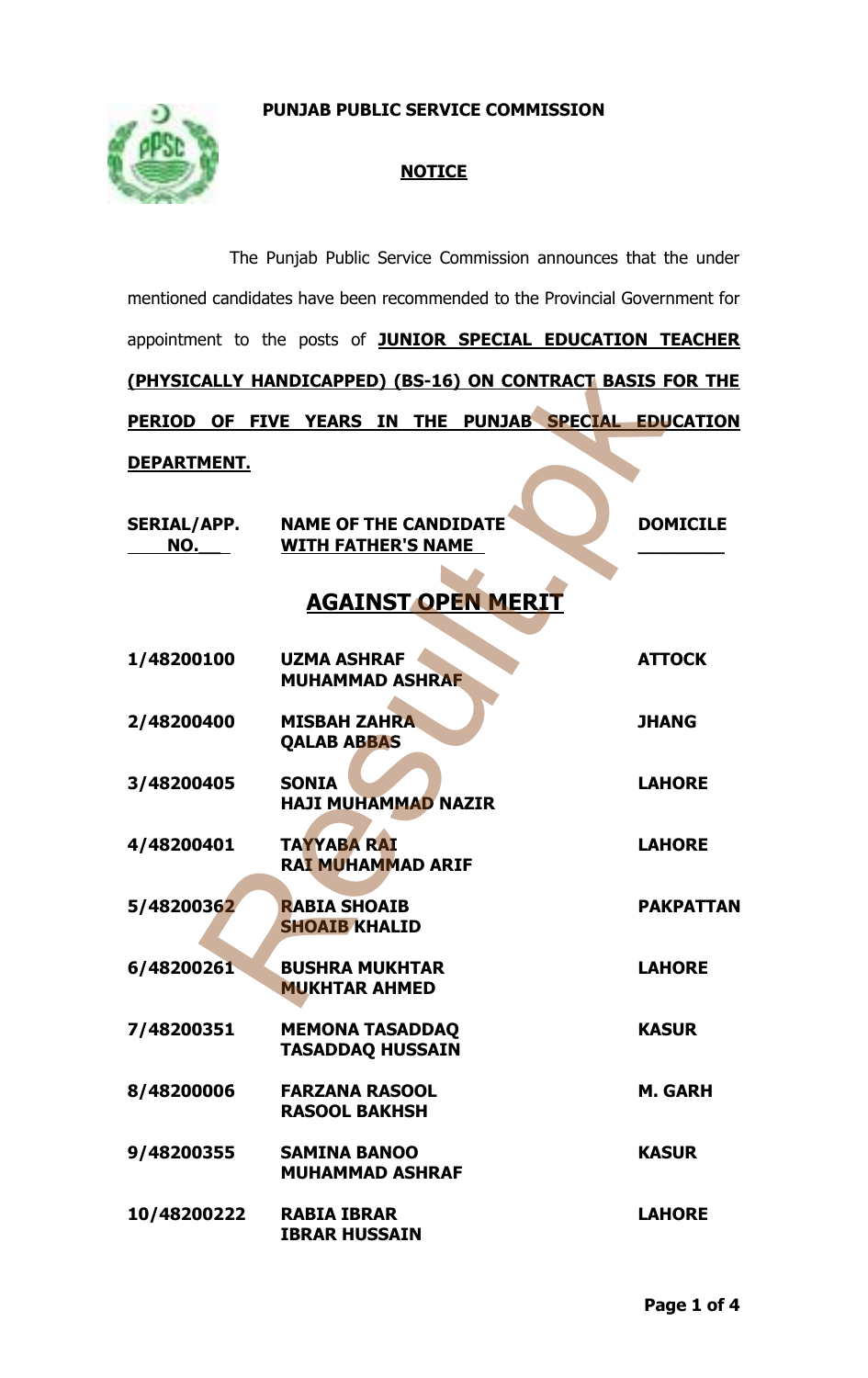# PUNJAB PUBLIC SERVICE COMMISSION

## NOTICE

The Punjab Public Service Commission announces that the under mentioned candidates have been recommended to the Provincial Government for appointment to the posts of **JUNIOR SPECIAL EDUCATION TEACHER (PHYSICALLY HANDICAPPED) (BS-16) ON CONTRACT BASIS FOR THE PERIOD OF FIVE YEARS IN THE PUNJAB SPECIAL EDUCATION DEPARTMENT.**

| SERIAL/APP. NO. | NAME OF THE CANDIDATE WITH FATHER'S NAME | DOMICILE |
|---|---|---|

## AGAINST OPEN MERIT

| SERIAL/APP. NO. | NAME OF THE CANDIDATE WITH FATHER'S NAME | DOMICILE |
|---|---|---|
| 1/48200100 | UZMA ASHRAF<br>MUHAMMAD ASHRAF | ATTOCK |
| 2/48200400 | MISBAH ZAHRA<br>QALAB ABBAS | JHANG |
| 3/48200405 | SONIA<br>HAJI MUHAMMAD NAZIR | LAHORE |
| 4/48200401 | TAYYABA RAI<br>RAI MUHAMMAD ARIF | LAHORE |
| 5/48200362 | RABIA SHOAIB<br>SHOAIB KHALID | PAKPATTAN |
| 6/48200261 | BUSHRA MUKHTAR<br>MUKHTAR AHMED | LAHORE |
| 7/48200351 | MEMONA TASADDAQ<br>TASADDAQ HUSSAIN | KASUR |
| 8/48200006 | FARZANA RASOOL<br>RASOOL BAKHSH | M. GARH |
| 9/48200355 | SAMINA BANOO<br>MUHAMMAD ASHRAF | KASUR |
| 10/48200222 | RABIA IBRAR<br>IBRAR HUSSAIN | LAHORE |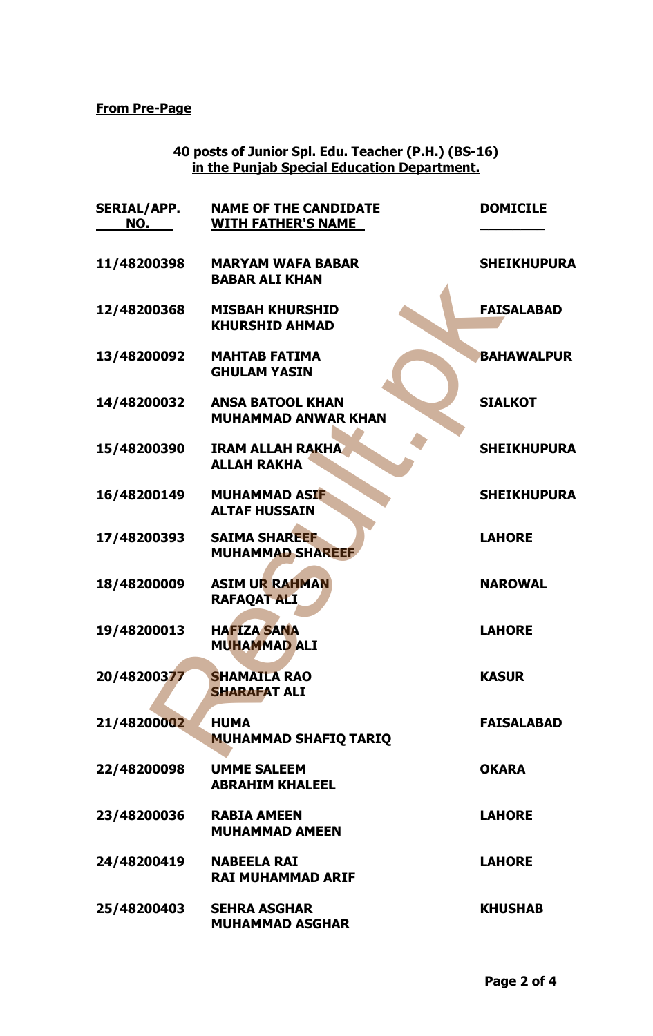**From Pre-Page**

**40 posts of Junior Spl. Edu. Teacher (P.H.) (BS-16) in the Punjab Special Education Department.**

| SERIAL/APP. NO. | NAME OF THE CANDIDATE WITH FATHER'S NAME | DOMICILE |
|---|---|---|
| 11/48200398 | MARYAM WAFA BABAR<br>BABAR ALI KHAN | SHEIKHUPURA |
| 12/48200368 | MISBAH KHURSHID<br>KHURSHID AHMAD | FAISALABAD |
| 13/48200092 | MAHTAB FATIMA<br>GHULAM YASIN | BAHAWALPUR |
| 14/48200032 | ANSA BATOOL KHAN<br>MUHAMMAD ANWAR KHAN | SIALKOT |
| 15/48200390 | IRAM ALLAH RAKHA<br>ALLAH RAKHA | SHEIKHUPURA |
| 16/48200149 | MUHAMMAD ASIF<br>ALTAF HUSSAIN | SHEIKHUPURA |
| 17/48200393 | SAIMA SHAREEF<br>MUHAMMAD SHAREEF | LAHORE |
| 18/48200009 | ASIM UR RAHMAN<br>RAFAQAT ALI | NAROWAL |
| 19/48200013 | HAFIZA SANA<br>MUHAMMAD ALI | LAHORE |
| 20/48200377 | SHAMAILA RAO<br>SHARAFAT ALI | KASUR |
| 21/48200002 | HUMA<br>MUHAMMAD SHAFIQ TARIQ | FAISALABAD |
| 22/48200098 | UMME SALEEM<br>ABRAHIM KHALEEL | OKARA |
| 23/48200036 | RABIA AMEEN<br>MUHAMMAD AMEEN | LAHORE |
| 24/48200419 | NABEELA RAI<br>RAI MUHAMMAD ARIF | LAHORE |
| 25/48200403 | SEHRA ASGHAR<br>MUHAMMAD ASGHAR | KHUSHAB |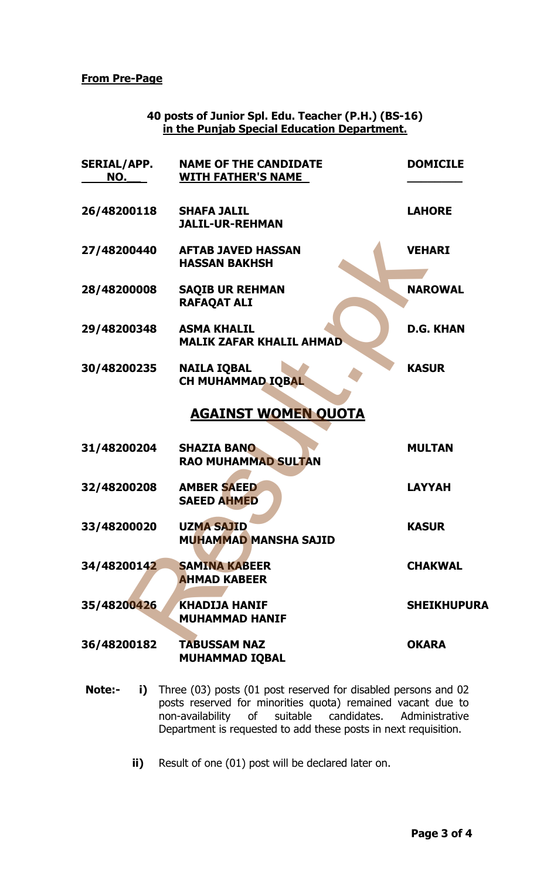**From Pre-Page**

**40 posts of Junior Spl. Edu. Teacher (P.H.) (BS-16)**
**in the Punjab Special Education Department.**

| SERIAL/APP. NO. | NAME OF THE CANDIDATE WITH FATHER'S NAME | DOMICILE |
|---|---|---|
| 26/48200118 | SHAFA JALIL<br>JALIL-UR-REHMAN | LAHORE |
| 27/48200440 | AFTAB JAVED HASSAN<br>HASSAN BAKHSH | VEHARI |
| 28/48200008 | SAQIB UR REHMAN<br>RAFAQAT ALI | NAROWAL |
| 29/48200348 | ASMA KHALIL<br>MALIK ZAFAR KHALIL AHMAD | D.G. KHAN |
| 30/48200235 | NAILA IQBAL<br>CH MUHAMMAD IQBAL | KASUR |

## AGAINST WOMEN QUOTA

| SERIAL/APP. NO. | NAME OF THE CANDIDATE WITH FATHER'S NAME | DOMICILE |
|---|---|---|
| 31/48200204 | SHAZIA BANO<br>RAO MUHAMMAD SULTAN | MULTAN |
| 32/48200208 | AMBER SAEED<br>SAEED AHMED | LAYYAH |
| 33/48200020 | UZMA SAJID<br>MUHAMMAD MANSHA SAJID | KASUR |
| 34/48200142 | SAMINA KABEER<br>AHMAD KABEER | CHAKWAL |
| 35/48200426 | KHADIJA HANIF<br>MUHAMMAD HANIF | SHEIKHUPURA |
| 36/48200182 | TABUSSAM NAZ<br>MUHAMMAD IQBAL | OKARA |

**Note:-**

**i)** Three (03) posts (01 post reserved for disabled persons and 02 posts reserved for minorities quota) remained vacant due to non-availability of suitable candidates. Administrative Department is requested to add these posts in next requisition.

**ii)** Result of one (01) post will be declared later on.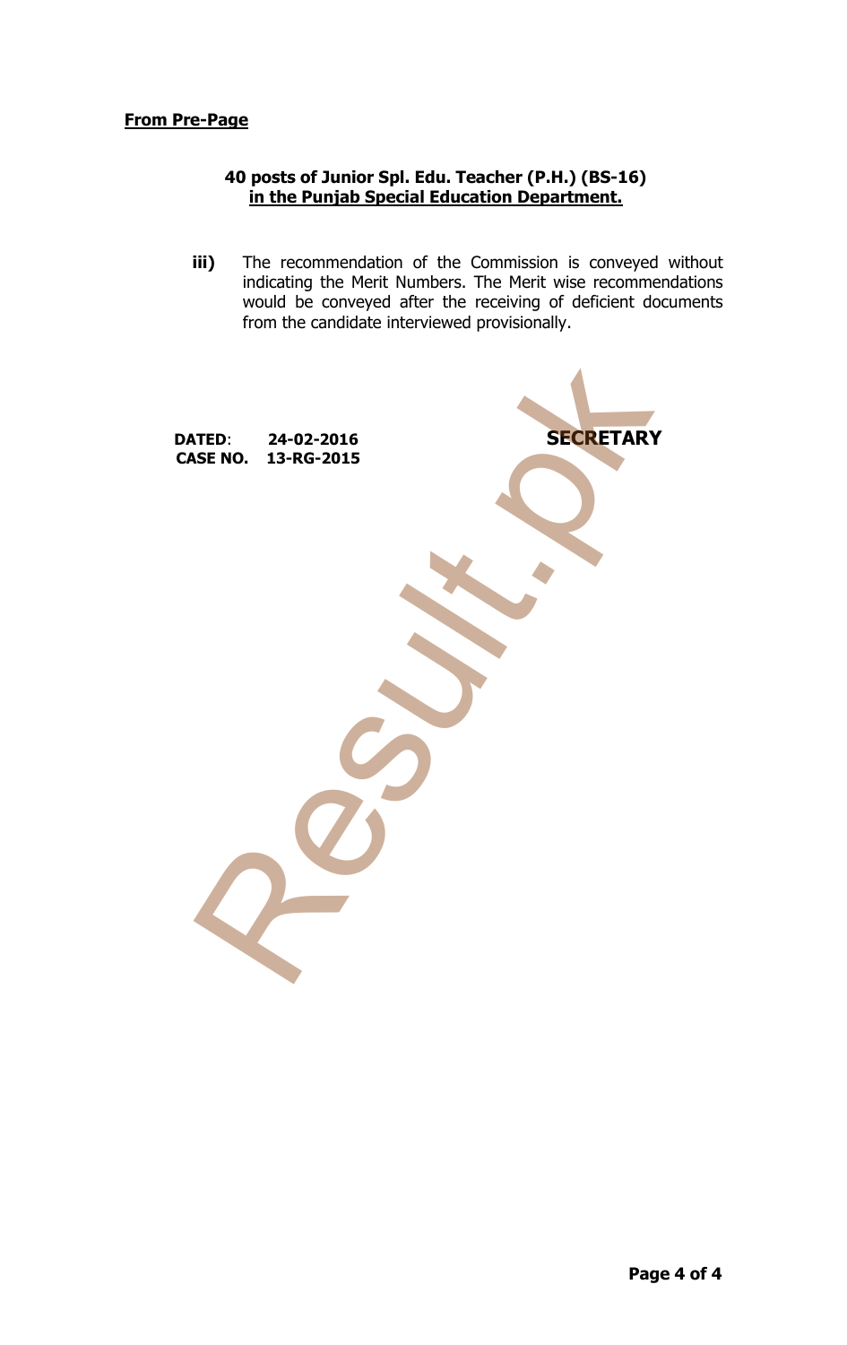**From Pre-Page**

**40 posts of Junior Spl. Edu. Teacher (P.H.) (BS-16)**
**in the Punjab Special Education Department.**

**iii)** The recommendation of the Commission is conveyed without indicating the Merit Numbers. The Merit wise recommendations would be conveyed after the receiving of deficient documents from the candidate interviewed provisionally.

**DATED**: **24-02-2016**
**CASE NO.** **13-RG-2015**

**SECRETARY**